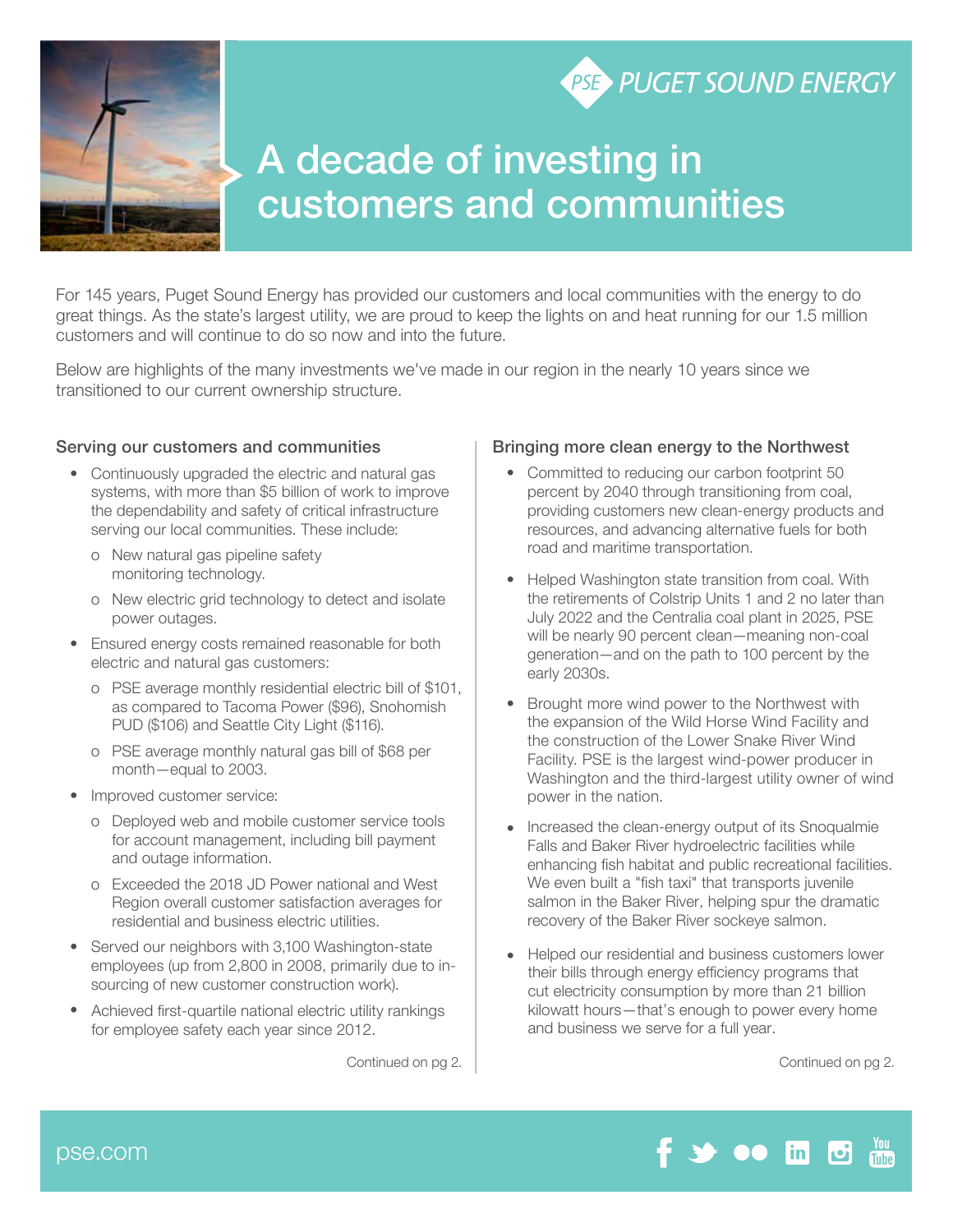PSE PUGET SOUND ENERGY

# A decade of investing in customers and communities

For 145 years, Puget Sound Energy has provided our customers and local communities with the energy to do great things. As the state's largest utility, we are proud to keep the lights on and heat running for our 1.5 million customers and will continue to do so now and into the future.

Below are highlights of the many investments we've made in our region in the nearly 10 years since we transitioned to our current ownership structure.

## Serving our customers and communities

- Continuously upgraded the electric and natural gas systems, with more than $5 billion of work to improve the dependability and safety of critical infrastructure serving our local communities. These include:
  - New natural gas pipeline safety monitoring technology.
  - New electric grid technology to detect and isolate power outages.
- Ensured energy costs remained reasonable for both electric and natural gas customers:
  - PSE average monthly residential electric bill of $101, as compared to Tacoma Power ($96), Snohomish PUD ($106) and Seattle City Light ($116).
  - PSE average monthly natural gas bill of $68 per month—equal to 2003.
- Improved customer service:
  - Deployed web and mobile customer service tools for account management, including bill payment and outage information.
  - Exceeded the 2018 JD Power national and West Region overall customer satisfaction averages for residential and business electric utilities.
- Served our neighbors with 3,100 Washington-state employees (up from 2,800 in 2008, primarily due to in-sourcing of new customer construction work).
- Achieved first-quartile national electric utility rankings for employee safety each year since 2012.

Continued on pg 2.

## Bringing more clean energy to the Northwest

- Committed to reducing our carbon footprint 50 percent by 2040 through transitioning from coal, providing customers new clean-energy products and resources, and advancing alternative fuels for both road and maritime transportation.
- Helped Washington state transition from coal. With the retirements of Colstrip Units 1 and 2 no later than July 2022 and the Centralia coal plant in 2025, PSE will be nearly 90 percent clean—meaning non-coal generation—and on the path to 100 percent by the early 2030s.
- Brought more wind power to the Northwest with the expansion of the Wild Horse Wind Facility and the construction of the Lower Snake River Wind Facility. PSE is the largest wind-power producer in Washington and the third-largest utility owner of wind power in the nation.
- Increased the clean-energy output of its Snoqualmie Falls and Baker River hydroelectric facilities while enhancing fish habitat and public recreational facilities. We even built a "fish taxi" that transports juvenile salmon in the Baker River, helping spur the dramatic recovery of the Baker River sockeye salmon.
- Helped our residential and business customers lower their bills through energy efficiency programs that cut electricity consumption by more than 21 billion kilowatt hours—that's enough to power every home and business we serve for a full year.

Continued on pg 2.

pse.com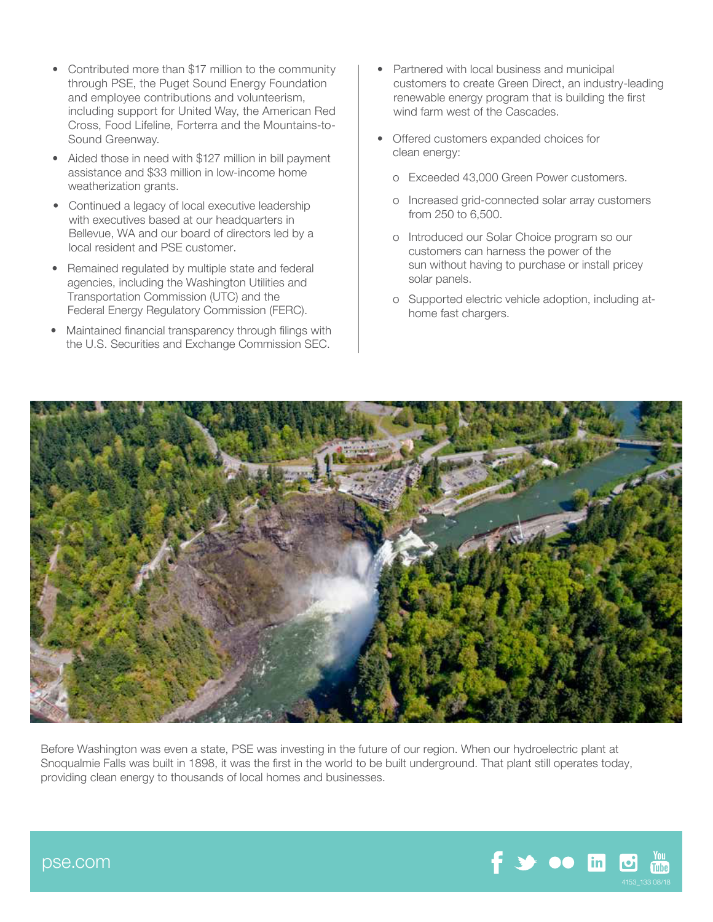- Contributed more than $17 million to the community through PSE, the Puget Sound Energy Foundation and employee contributions and volunteerism, including support for United Way, the American Red Cross, Food Lifeline, Forterra and the Mountains-to-Sound Greenway.
- Aided those in need with $127 million in bill payment assistance and $33 million in low-income home weatherization grants.
- Continued a legacy of local executive leadership with executives based at our headquarters in Bellevue, WA and our board of directors led by a local resident and PSE customer.
- Remained regulated by multiple state and federal agencies, including the Washington Utilities and Transportation Commission (UTC) and the Federal Energy Regulatory Commission (FERC).
- Maintained financial transparency through filings with the U.S. Securities and Exchange Commission SEC.
- Partnered with local business and municipal customers to create Green Direct, an industry-leading renewable energy program that is building the first wind farm west of the Cascades.
- Offered customers expanded choices for clean energy:
  - Exceeded 43,000 Green Power customers.
  - Increased grid-connected solar array customers from 250 to 6,500.
  - Introduced our Solar Choice program so our customers can harness the power of the sun without having to purchase or install pricey solar panels.
  - Supported electric vehicle adoption, including at-home fast chargers.

Before Washington was even a state, PSE was investing in the future of our region. When our hydroelectric plant at Snoqualmie Falls was built in 1898, it was the first in the world to be built underground. That plant still operates today, providing clean energy to thousands of local homes and businesses.

pse.com

4153_133 08/18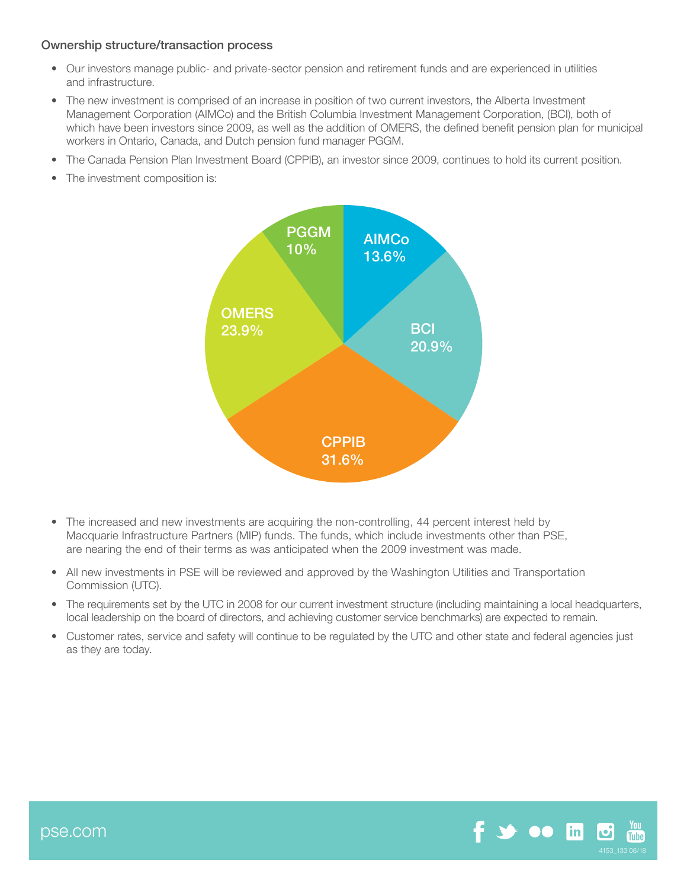### Ownership structure/transaction process

- Our investors manage public- and private-sector pension and retirement funds and are experienced in utilities and infrastructure.
- The new investment is comprised of an increase in position of two current investors, the Alberta Investment Management Corporation (AIMCo) and the British Columbia Investment Management Corporation, (BCI), both of which have been investors since 2009, as well as the addition of OMERS, the defined benefit pension plan for municipal workers in Ontario, Canada, and Dutch pension fund manager PGGM.
- The Canada Pension Plan Investment Board (CPPIB), an investor since 2009, continues to hold its current position.
- The investment composition is:

PGGM 10%
AIMCo 13.6%
OMERS 23.9%
BCI 20.9%
CPPIB 31.6%

- The increased and new investments are acquiring the non-controlling, 44 percent interest held by Macquarie Infrastructure Partners (MIP) funds. The funds, which include investments other than PSE, are nearing the end of their terms as was anticipated when the 2009 investment was made.
- All new investments in PSE will be reviewed and approved by the Washington Utilities and Transportation Commission (UTC).
- The requirements set by the UTC in 2008 for our current investment structure (including maintaining a local headquarters, local leadership on the board of directors, and achieving customer service benchmarks) are expected to remain.
- Customer rates, service and safety will continue to be regulated by the UTC and other state and federal agencies just as they are today.

pse.com

4153_133 08/18